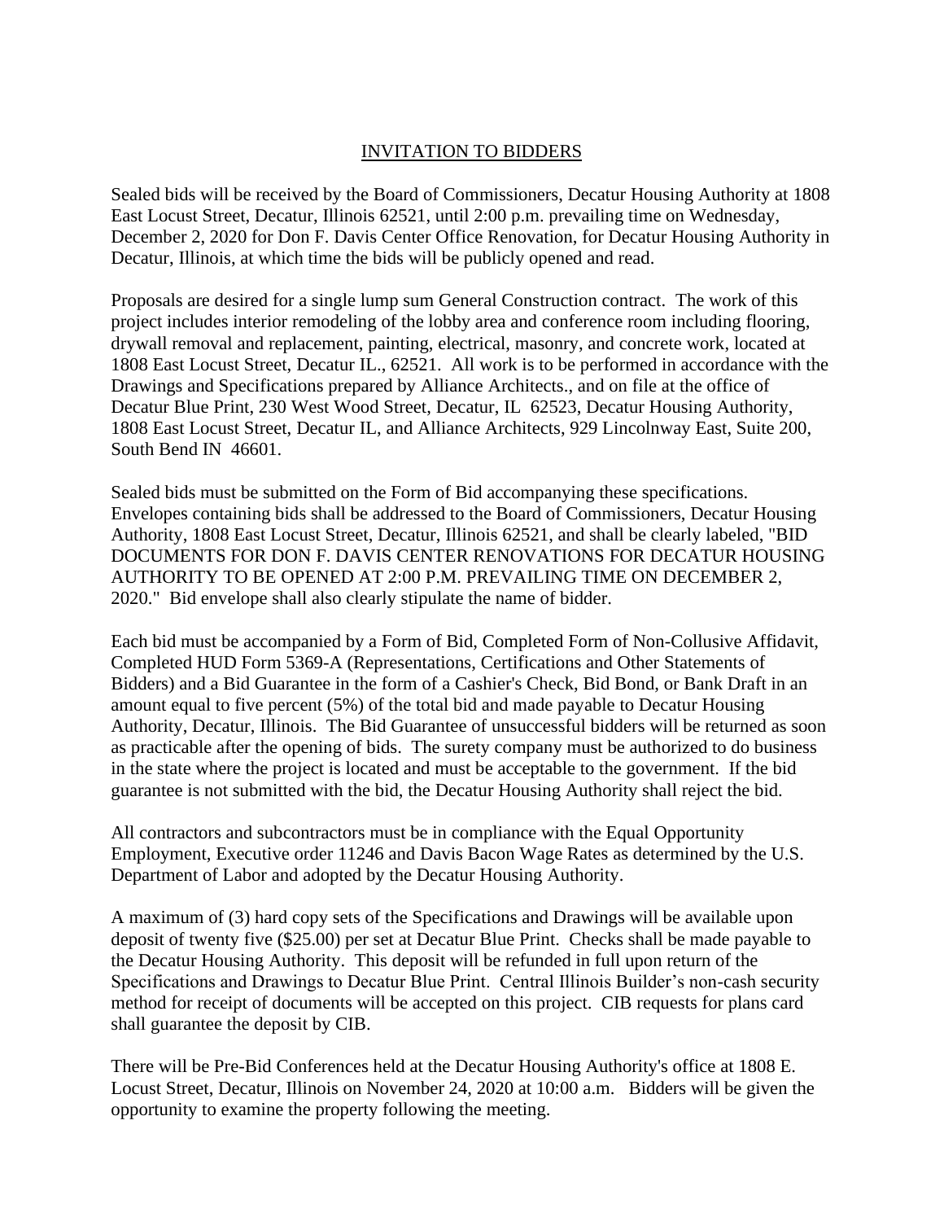# INVITATION TO BIDDERS

Sealed bids will be received by the Board of Commissioners, Decatur Housing Authority at 1808 East Locust Street, Decatur, Illinois 62521, until 2:00 p.m. prevailing time on Wednesday, December 2, 2020 for Don F. Davis Center Office Renovation, for Decatur Housing Authority in Decatur, Illinois, at which time the bids will be publicly opened and read.

Proposals are desired for a single lump sum General Construction contract. The work of this project includes interior remodeling of the lobby area and conference room including flooring, drywall removal and replacement, painting, electrical, masonry, and concrete work, located at 1808 East Locust Street, Decatur IL., 62521. All work is to be performed in accordance with the Drawings and Specifications prepared by Alliance Architects., and on file at the office of Decatur Blue Print, 230 West Wood Street, Decatur, IL 62523, Decatur Housing Authority, 1808 East Locust Street, Decatur IL, and Alliance Architects, 929 Lincolnway East, Suite 200, South Bend IN 46601.

Sealed bids must be submitted on the Form of Bid accompanying these specifications. Envelopes containing bids shall be addressed to the Board of Commissioners, Decatur Housing Authority, 1808 East Locust Street, Decatur, Illinois 62521, and shall be clearly labeled, "BID DOCUMENTS FOR DON F. DAVIS CENTER RENOVATIONS FOR DECATUR HOUSING AUTHORITY TO BE OPENED AT 2:00 P.M. PREVAILING TIME ON DECEMBER 2, 2020." Bid envelope shall also clearly stipulate the name of bidder.

Each bid must be accompanied by a Form of Bid, Completed Form of Non-Collusive Affidavit, Completed HUD Form 5369-A (Representations, Certifications and Other Statements of Bidders) and a Bid Guarantee in the form of a Cashier's Check, Bid Bond, or Bank Draft in an amount equal to five percent (5%) of the total bid and made payable to Decatur Housing Authority, Decatur, Illinois. The Bid Guarantee of unsuccessful bidders will be returned as soon as practicable after the opening of bids. The surety company must be authorized to do business in the state where the project is located and must be acceptable to the government. If the bid guarantee is not submitted with the bid, the Decatur Housing Authority shall reject the bid.

All contractors and subcontractors must be in compliance with the Equal Opportunity Employment, Executive order 11246 and Davis Bacon Wage Rates as determined by the U.S. Department of Labor and adopted by the Decatur Housing Authority.

A maximum of (3) hard copy sets of the Specifications and Drawings will be available upon deposit of twenty five ($25.00) per set at Decatur Blue Print. Checks shall be made payable to the Decatur Housing Authority. This deposit will be refunded in full upon return of the Specifications and Drawings to Decatur Blue Print. Central Illinois Builder's non-cash security method for receipt of documents will be accepted on this project. CIB requests for plans card shall guarantee the deposit by CIB.

There will be Pre-Bid Conferences held at the Decatur Housing Authority's office at 1808 E. Locust Street, Decatur, Illinois on November 24, 2020 at 10:00 a.m. Bidders will be given the opportunity to examine the property following the meeting.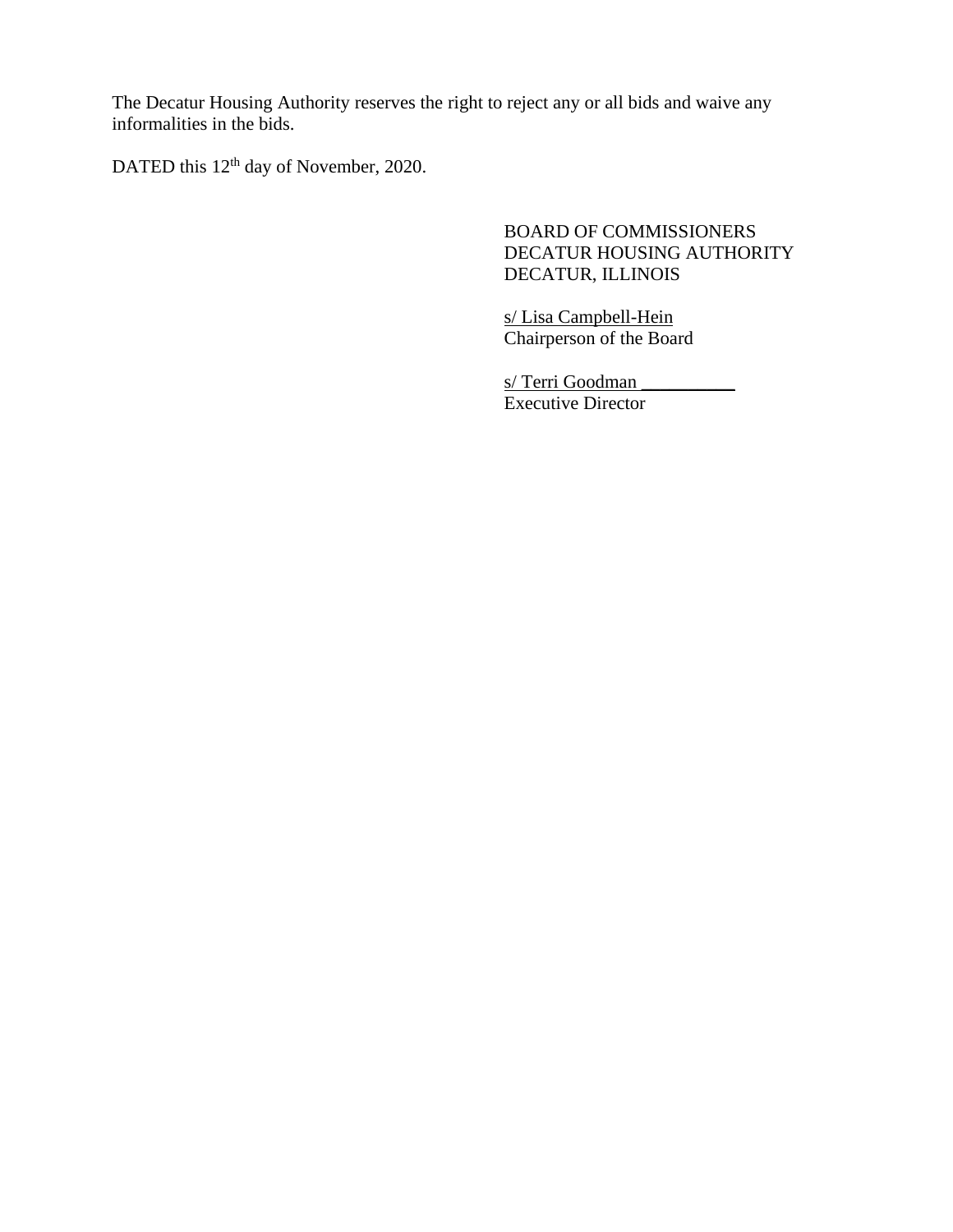The Decatur Housing Authority reserves the right to reject any or all bids and waive any informalities in the bids.

DATED this 12th day of November, 2020.

BOARD OF COMMISSIONERS
DECATUR HOUSING AUTHORITY
DECATUR, ILLINOIS

s/ Lisa Campbell-Hein
Chairperson of the Board

s/ Terri Goodman __________
Executive Director